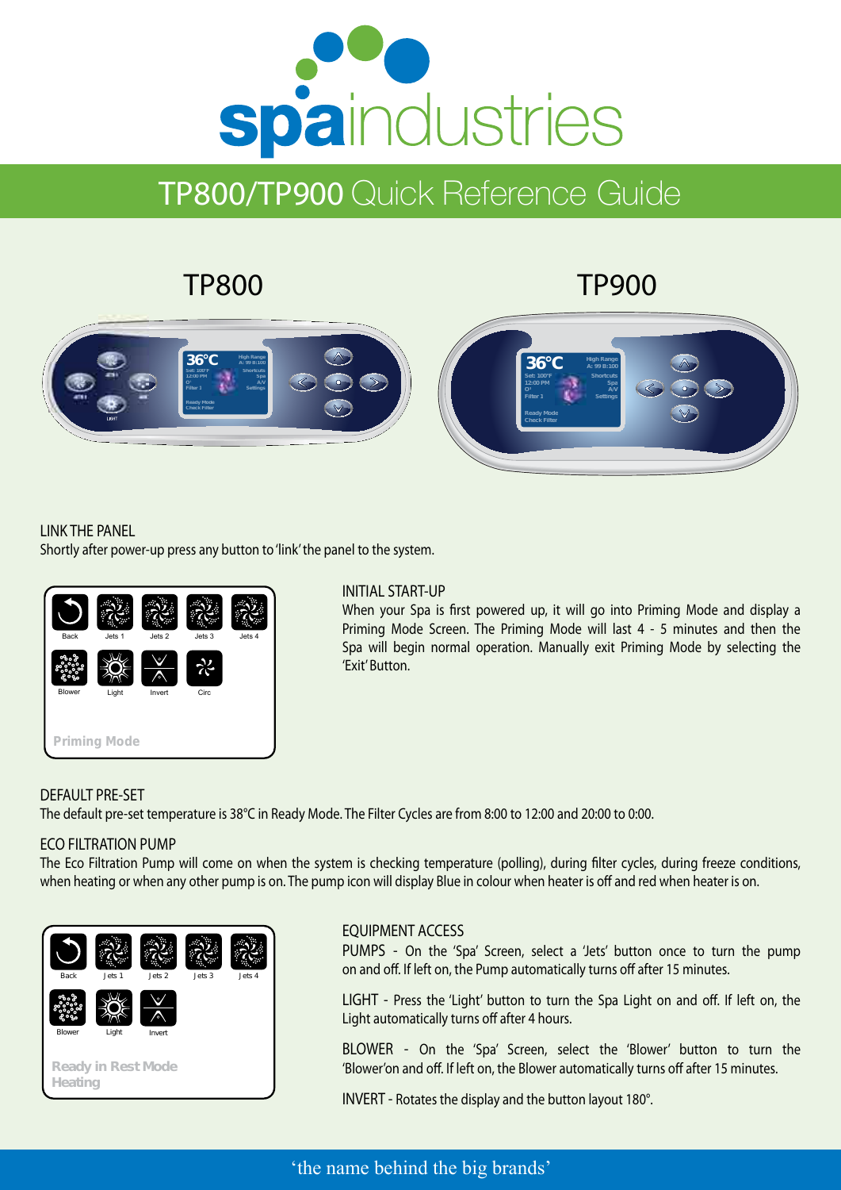# spaindustries

## TP800/TP900 Quick Reference Guide

TP800

TP900

### LINK THE PANEL

Shortly after power-up press any button to 'link' the panel to the system.

### INITIAL START-UP

When your Spa is first powered up, it will go into Priming Mode and display a Priming Mode Screen. The Priming Mode will last 4 - 5 minutes and then the Spa will begin normal operation. Manually exit Priming Mode by selecting the 'Exit' Button.

### DEFAULT PRE-SET

The default pre-set temperature is 38°C in Ready Mode. The Filter Cycles are from 8:00 to 12:00 and 20:00 to 0:00.

### ECO FILTRATION PUMP

The Eco Filtration Pump will come on when the system is checking temperature (polling), during filter cycles, during freeze conditions, when heating or when any other pump is on. The pump icon will display Blue in colour when heater is off and red when heater is on.

### EQUIPMENT ACCESS

PUMPS - On the 'Spa' Screen, select a 'Jets' button once to turn the pump on and off. If left on, the Pump automatically turns off after 15 minutes.

LIGHT - Press the 'Light' button to turn the Spa Light on and off. If left on, the Light automatically turns off after 4 hours.

BLOWER - On the 'Spa' Screen, select the 'Blower' button to turn the 'Blower'on and off. If left on, the Blower automatically turns off after 15 minutes.

INVERT - Rotates the display and the button layout 180°.

'the name behind the big brands'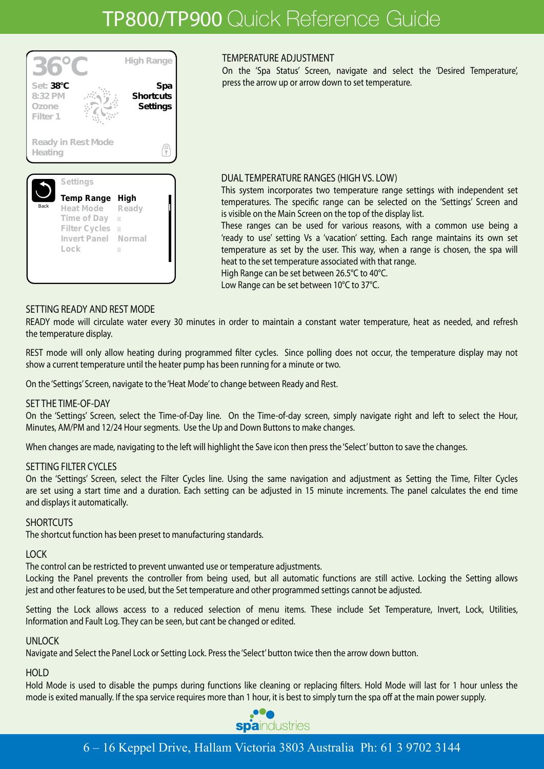# TP800/TP900 Quick Reference Guide

36°C High Range
Set: 38°C
8:32 PM
Ozone
Filter 1
Spa
Shortcuts
Settings
Ready in Rest Mode
Heating

Settings
Back
Temp Range High
Heat Mode Ready
Time of Day
Filter Cycles
Invert Panel Normal
Lock

## TEMPERATURE ADJUSTMENT

On the 'Spa Status' Screen, navigate and select the 'Desired Temperature', press the arrow up or arrow down to set temperature.

## DUAL TEMPERATURE RANGES (HIGH VS. LOW)

This system incorporates two temperature range settings with independent set temperatures. The specific range can be selected on the 'Settings' Screen and is visible on the Main Screen on the top of the display list.

These ranges can be used for various reasons, with a common use being a 'ready to use' setting Vs a 'vacation' setting. Each range maintains its own set temperature as set by the user. This way, when a range is chosen, the spa will heat to the set temperature associated with that range.

High Range can be set between 26.5°C to 40°C.

Low Range can be set between 10°C to 37°C.

## SETTING READY AND REST MODE

READY mode will circulate water every 30 minutes in order to maintain a constant water temperature, heat as needed, and refresh the temperature display.

REST mode will only allow heating during programmed filter cycles. Since polling does not occur, the temperature display may not show a current temperature until the heater pump has been running for a minute or two.

On the 'Settings' Screen, navigate to the 'Heat Mode' to change between Ready and Rest.

## SET THE TIME-OF-DAY

On the 'Settings' Screen, select the Time-of-Day line. On the Time-of-day screen, simply navigate right and left to select the Hour, Minutes, AM/PM and 12/24 Hour segments. Use the Up and Down Buttons to make changes.

When changes are made, navigating to the left will highlight the Save icon then press the 'Select' button to save the changes.

## SETTING FILTER CYCLES

On the 'Settings' Screen, select the Filter Cycles line. Using the same navigation and adjustment as Setting the Time, Filter Cycles are set using a start time and a duration. Each setting can be adjusted in 15 minute increments. The panel calculates the end time and displays it automatically.

## SHORTCUTS

The shortcut function has been preset to manufacturing standards.

## LOCK

The control can be restricted to prevent unwanted use or temperature adjustments.

Locking the Panel prevents the controller from being used, but all automatic functions are still active. Locking the Setting allows jest and other features to be used, but the Set temperature and other programmed settings cannot be adjusted.

Setting the Lock allows access to a reduced selection of menu items. These include Set Temperature, Invert, Lock, Utilities, Information and Fault Log. They can be seen, but cant be changed or edited.

## UNLOCK

Navigate and Select the Panel Lock or Setting Lock. Press the 'Select' button twice then the arrow down button.

## HOLD

Hold Mode is used to disable the pumps during functions like cleaning or replacing filters. Hold Mode will last for 1 hour unless the mode is exited manually. If the spa service requires more than 1 hour, it is best to simply turn the spa off at the main power supply.

spaindustries

6 – 16 Keppel Drive, Hallam Victoria 3803 Australia Ph: 61 3 9702 3144